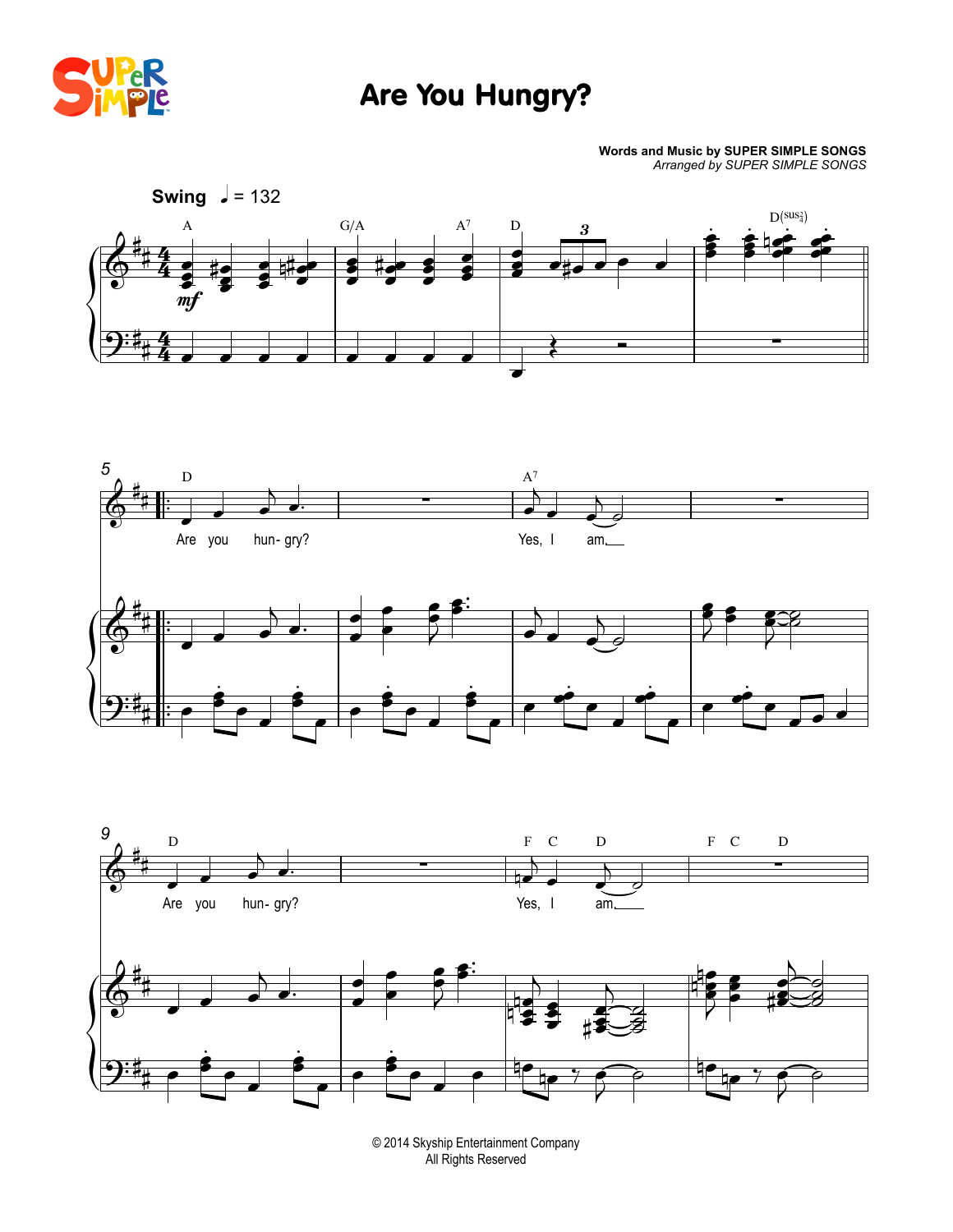# Are You Hungry?

**Words and Music by SUPER SIMPLE SONGS**
*Arranged by SUPER SIMPLE SONGS*

**Swing** ♩ = 132

A G/A A7 D D(sus4)

D A7

Are you hun- gry? Yes, I am.

D F C D F C D

Are you hun- gry? Yes, I am.

© 2014 Skyship Entertainment Company
All Rights Reserved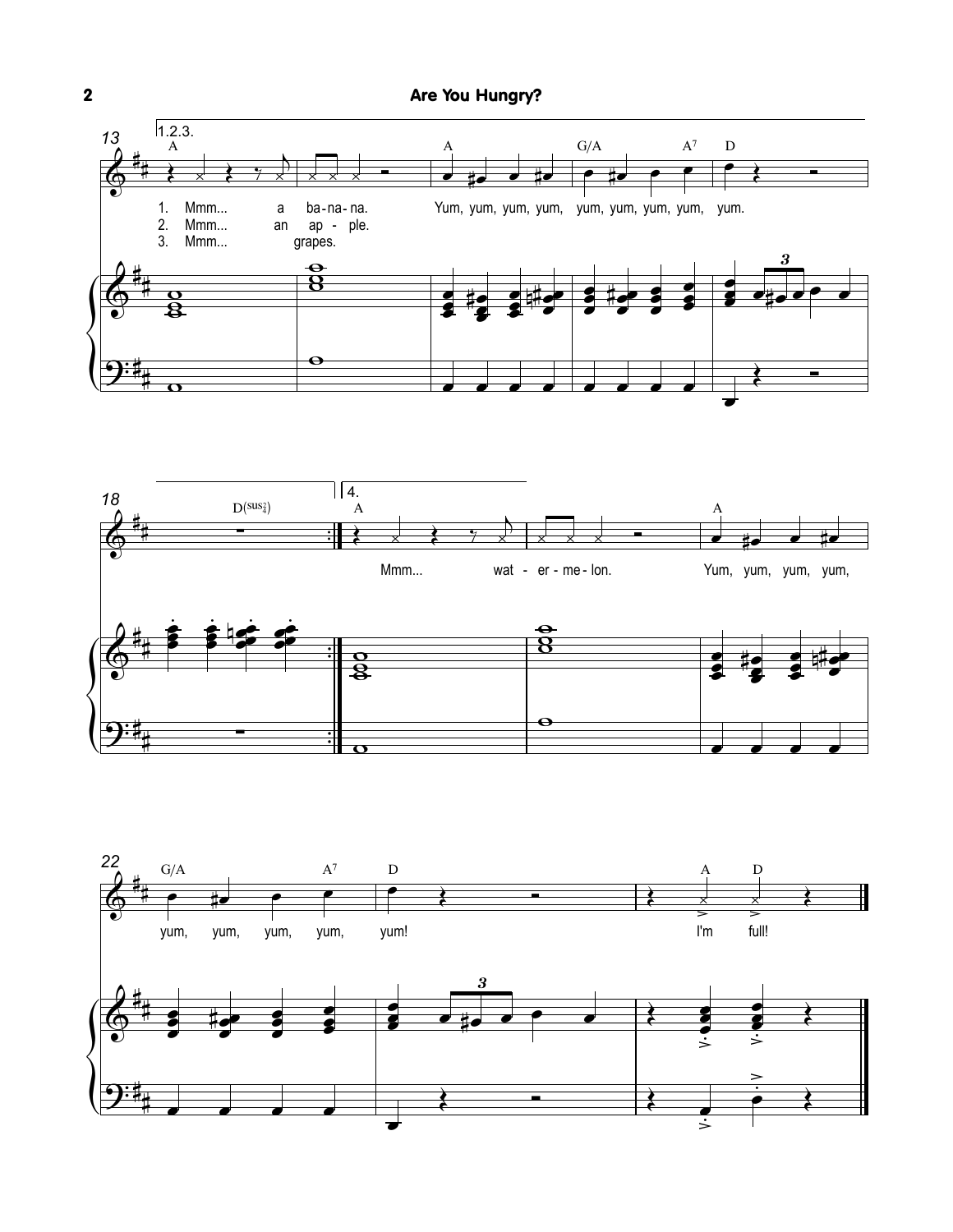1.2.3.

1. Mmm... a ba-na-na. Yum, yum, yum, yum, yum, yum, yum, yum, yum.

2. Mmm... an ap-ple.

3. Mmm... grapes.

4.

Mmm... wat-er-me-lon. Yum, yum, yum, yum, yum, yum, yum, yum, yum!

I'm full!